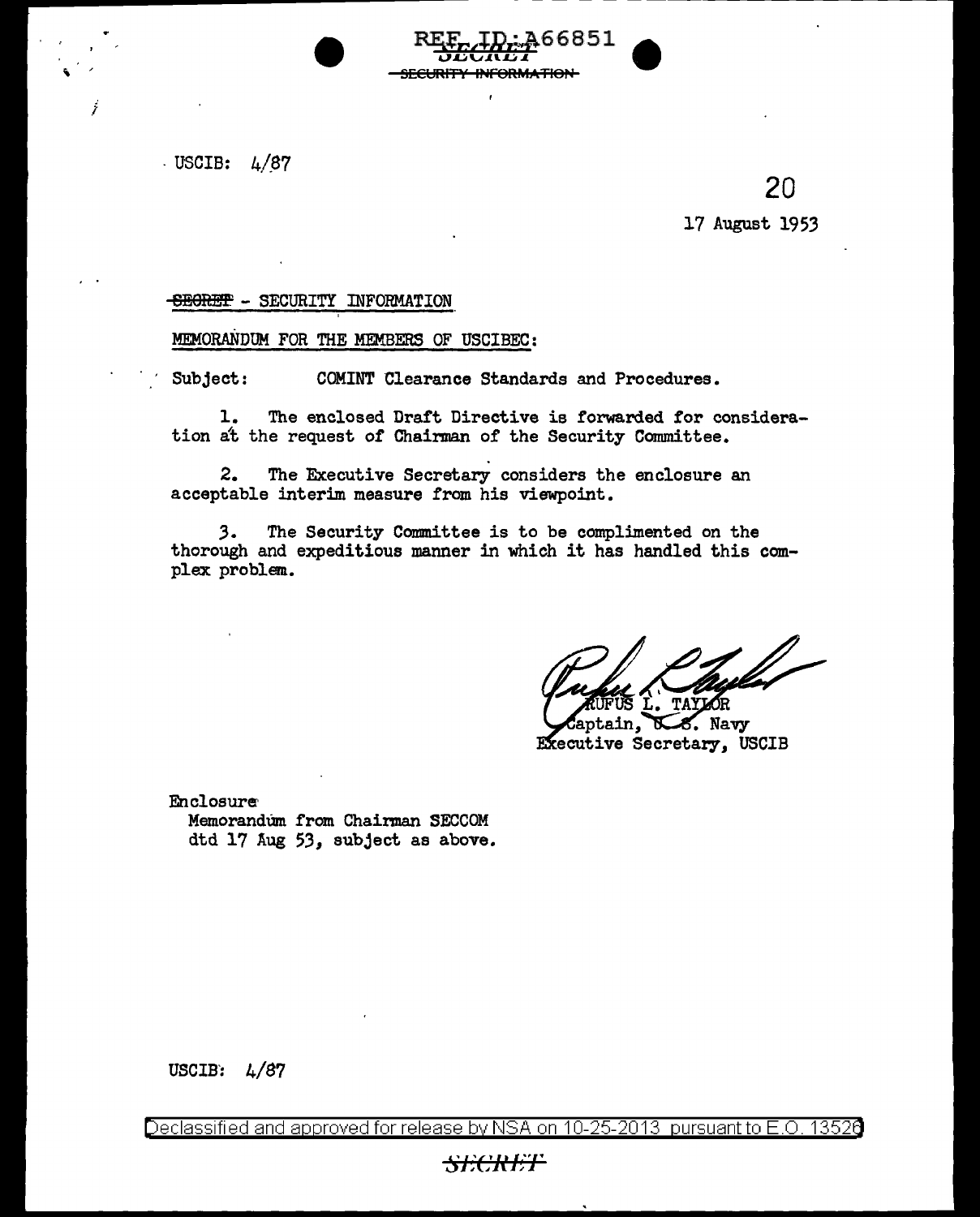REF ID:A66851
SECRET
~~SECURITY INFORMATION~~

USCIB: 4/87

20

17 August 1953

~~SECRET~~ - SECURITY INFORMATION

MEMORANDUM FOR THE MEMBERS OF USCIBEC:

Subject: COMINT Clearance Standards and Procedures.

1. The enclosed Draft Directive is forwarded for consideration at the request of Chairman of the Security Committee.

2. The Executive Secretary considers the enclosure an acceptable interim measure from his viewpoint.

3. The Security Committee is to be complimented on the thorough and expeditious manner in which it has handled this complex problem.

RUFUS L. TAYLOR
Captain, U. S. Navy
Executive Secretary, USCIB

Enclosure
Memorandum from Chairman SECCOM dtd 17 Aug 53, subject as above.

USCIB: 4/87

Declassified and approved for release by NSA on 10-25-2013 pursuant to E.O. 13526

SECRET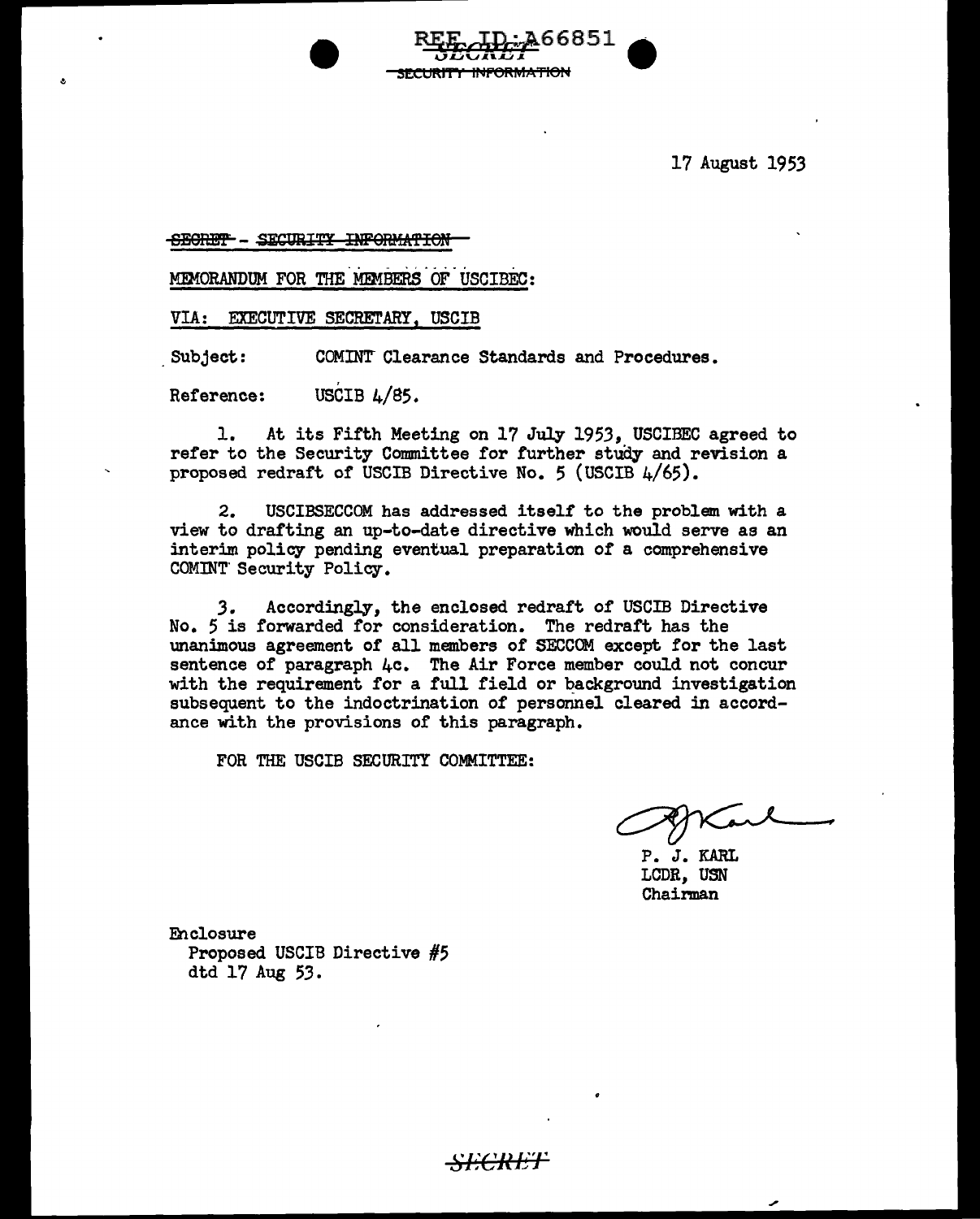17 August 1953

~~SECRET - SECURITY INFORMATION~~

MEMORANDUM FOR THE MEMBERS OF USCIBEC:

VIA: EXECUTIVE SECRETARY, USCIB

Subject: COMINT Clearance Standards and Procedures.

Reference: USCIB 4/85.

1. At its Fifth Meeting on 17 July 1953, USCIBEC agreed to refer to the Security Committee for further study and revision a proposed redraft of USCIB Directive No. 5 (USCIB 4/65).

2. USCIBSECCOM has addressed itself to the problem with a view to drafting an up-to-date directive which would serve as an interim policy pending eventual preparation of a comprehensive COMINT Security Policy.

3. Accordingly, the enclosed redraft of USCIB Directive No. 5 is forwarded for consideration. The redraft has the unanimous agreement of all members of SECCOM except for the last sentence of paragraph 4c. The Air Force member could not concur with the requirement for a full field or background investigation subsequent to the indoctrination of personnel cleared in accordance with the provisions of this paragraph.

FOR THE USCIB SECURITY COMMITTEE:

P. J. KARL
LCDR, USN
Chairman

Enclosure
Proposed USCIB Directive #5
dtd 17 Aug 53.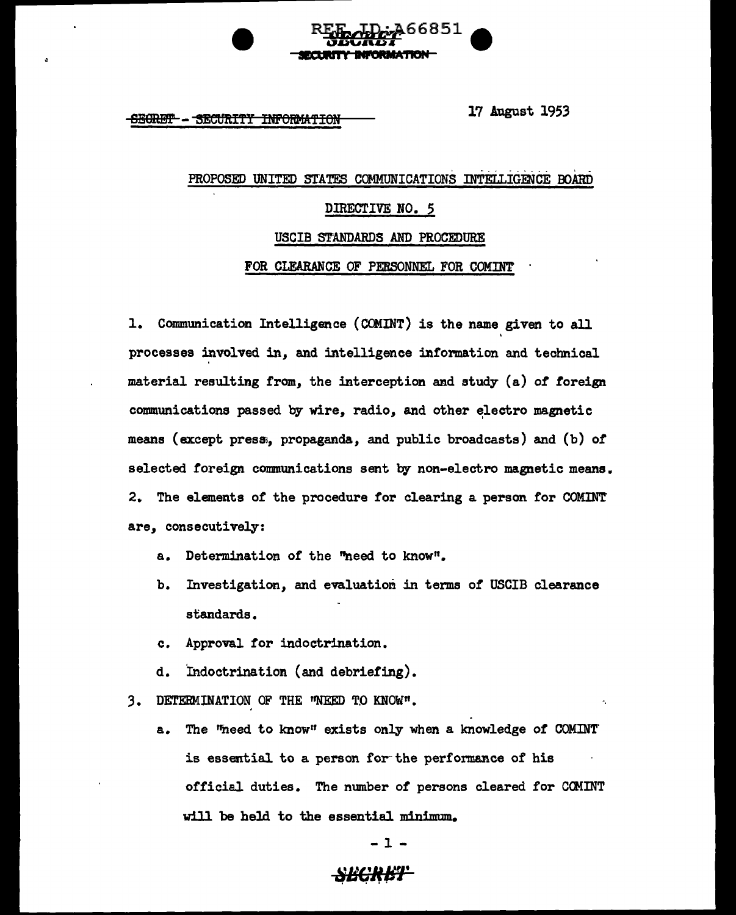17 August 1953

## PROPOSED UNITED STATES COMMUNICATIONS INTELLIGENCE BOARD

## DIRECTIVE NO. 5

## USCIB STANDARDS AND PROCEDURE

## FOR CLEARANCE OF PERSONNEL FOR COMINT

1. Communication Intelligence (COMINT) is the name given to all processes involved in, and intelligence information and technical material resulting from, the interception and study (a) of foreign communications passed by wire, radio, and other electro magnetic means (except press, propaganda, and public broadcasts) and (b) of selected foreign communications sent by non-electro magnetic means.

2. The elements of the procedure for clearing a person for COMINT are, consecutively:

   a. Determination of the "need to know".

   b. Investigation, and evaluation in terms of USCIB clearance standards.

   c. Approval for indoctrination.

   d. Indoctrination (and debriefing).

3. DETERMINATION OF THE "NEED TO KNOW".

   a. The "need to know" exists only when a knowledge of COMINT is essential to a person for the performance of his official duties. The number of persons cleared for COMINT will be held to the essential minimum.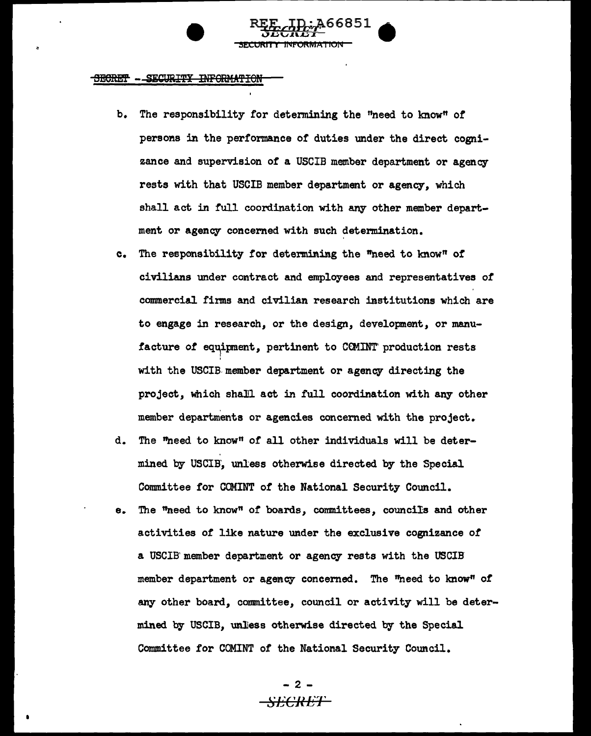b. The responsibility for determining the "need to know" of persons in the performance of duties under the direct cognizance and supervision of a USCIB member department or agency rests with that USCIB member department or agency, which shall act in full coordination with any other member department or agency concerned with such determination.

c. The responsibility for determining the "need to know" of civilians under contract and employees and representatives of commercial firms and civilian research institutions which are to engage in research, or the design, development, or manufacture of equipment, pertinent to COMINT production rests with the USCIB member department or agency directing the project, which shall act in full coordination with any other member departments or agencies concerned with the project.

d. The "need to know" of all other individuals will be determined by USCIB, unless otherwise directed by the Special Committee for COMINT of the National Security Council.

e. The "need to know" of boards, committees, councils and other activities of like nature under the exclusive cognizance of a USCIB member department or agency rests with the USCIB member department or agency concerned. The "need to know" of any other board, committee, council or activity will be determined by USCIB, unless otherwise directed by the Special Committee for COMINT of the National Security Council.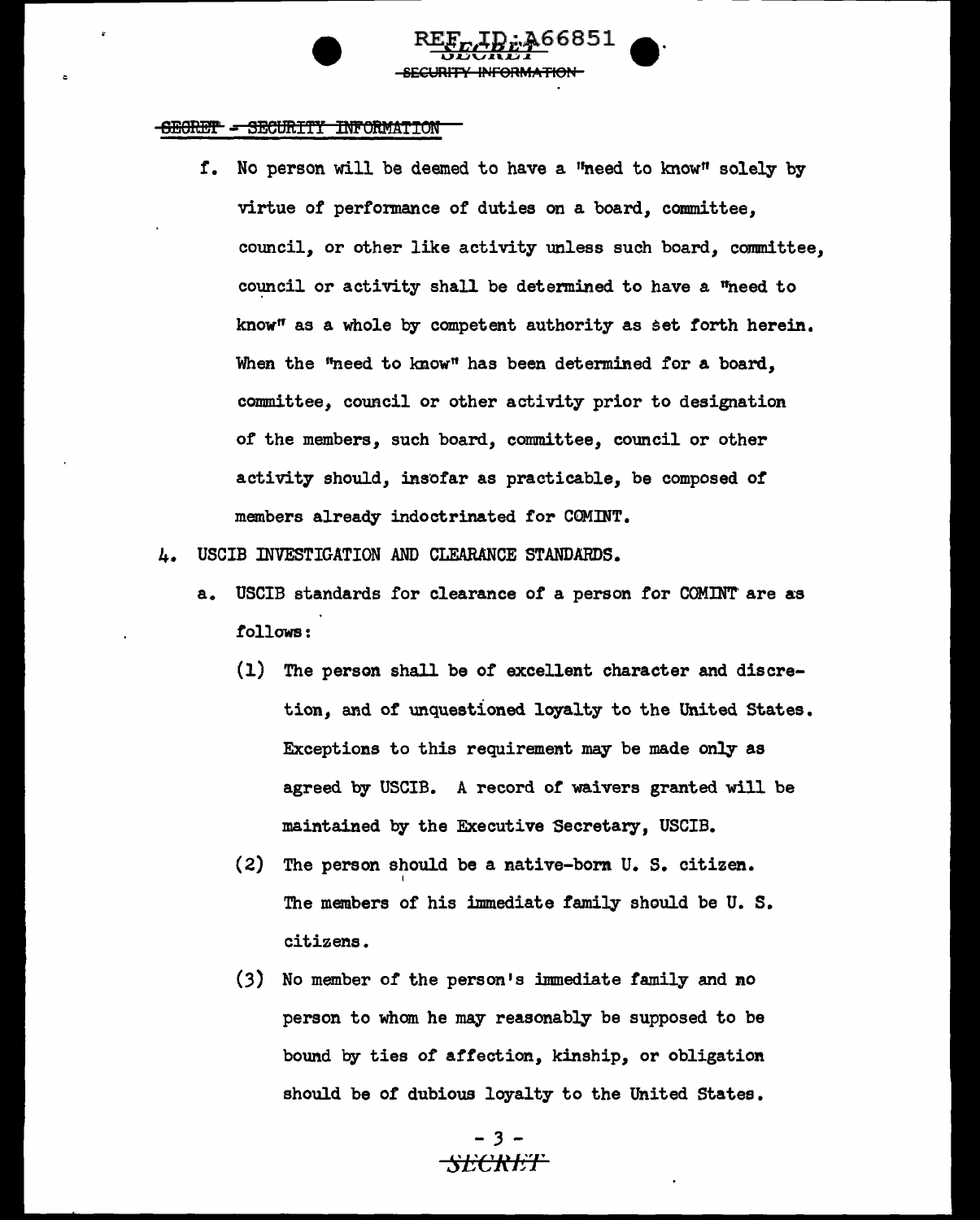f. No person will be deemed to have a "need to know" solely by virtue of performance of duties on a board, committee, council, or other like activity unless such board, committee, council or activity shall be determined to have a "need to know" as a whole by competent authority as set forth herein. When the "need to know" has been determined for a board, committee, council or other activity prior to designation of the members, such board, committee, council or other activity should, insofar as practicable, be composed of members already indoctrinated for COMINT.

4. USCIB INVESTIGATION AND CLEARANCE STANDARDS.

   a. USCIB standards for clearance of a person for COMINT are as follows:

      (1) The person shall be of excellent character and discretion, and of unquestioned loyalty to the United States. Exceptions to this requirement may be made only as agreed by USCIB. A record of waivers granted will be maintained by the Executive Secretary, USCIB.

      (2) The person should be a native-born U. S. citizen. The members of his immediate family should be U. S. citizens.

      (3) No member of the person's immediate family and no person to whom he may reasonably be supposed to be bound by ties of affection, kinship, or obligation should be of dubious loyalty to the United States.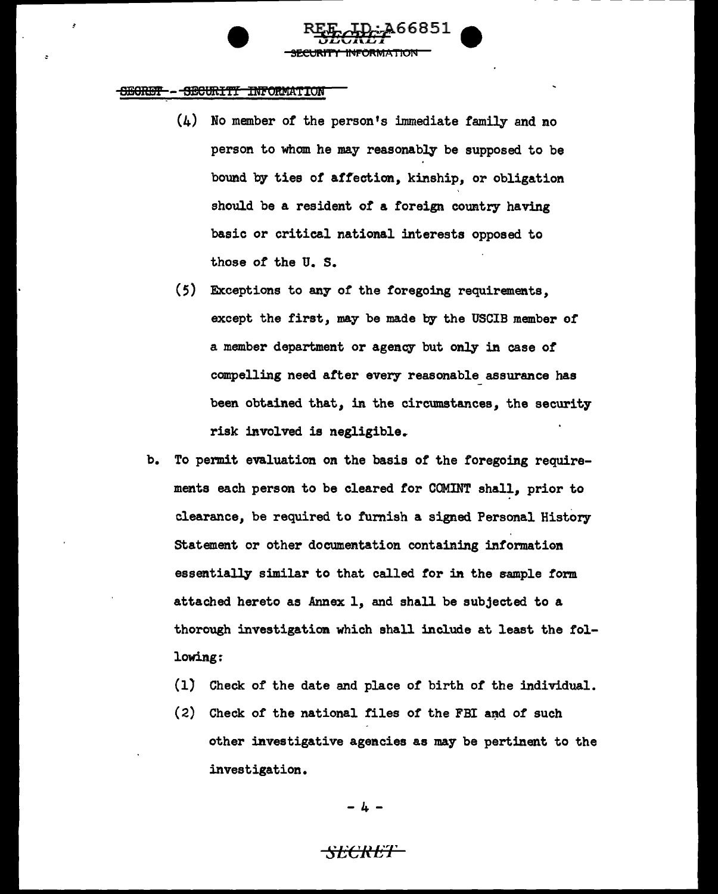(4) No member of the person's immediate family and no person to whom he may reasonably be supposed to be bound by ties of affection, kinship, or obligation should be a resident of a foreign country having basic or critical national interests opposed to those of the U. S.

(5) Exceptions to any of the foregoing requirements, except the first, may be made by the USCIB member of a member department or agency but only in case of compelling need after every reasonable assurance has been obtained that, in the circumstances, the security risk involved is negligible.

b. To permit evaluation on the basis of the foregoing requirements each person to be cleared for COMINT shall, prior to clearance, be required to furnish a signed Personal History Statement or other documentation containing information essentially similar to that called for in the sample form attached hereto as Annex 1, and shall be subjected to a thorough investigation which shall include at least the following:

(1) Check of the date and place of birth of the individual.

(2) Check of the national files of the FBI and of such other investigative agencies as may be pertinent to the investigation.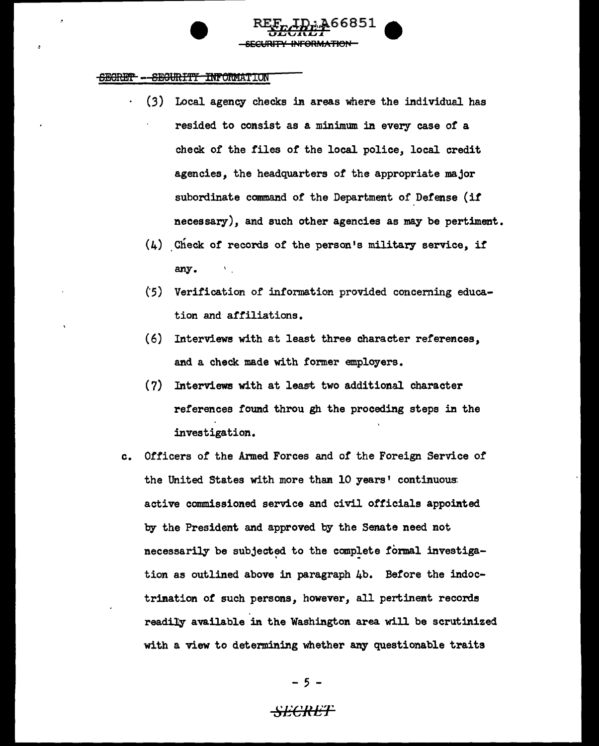(3) Local agency checks in areas where the individual has resided to consist as a minimum in every case of a check of the files of the local police, local credit agencies, the headquarters of the appropriate major subordinate command of the Department of Defense (if necessary), and such other agencies as may be pertiment.

(4) Check of records of the person's military service, if any.

(5) Verification of information provided concerning education and affiliations.

(6) Interviews with at least three character references, and a check made with former employers.

(7) Interviews with at least two additional character references found throu gh the proceding steps in the investigation.

c. Officers of the Armed Forces and of the Foreign Service of the United States with more than 10 years' continuous active commissioned service and civil officials appointed by the President and approved by the Senate need not necessarily be subjected to the complete formal investigation as outlined above in paragraph 4b. Before the indoctrination of such persons, however, all pertinent records readily available in the Washington area will be scrutinized with a view to determining whether any questionable traits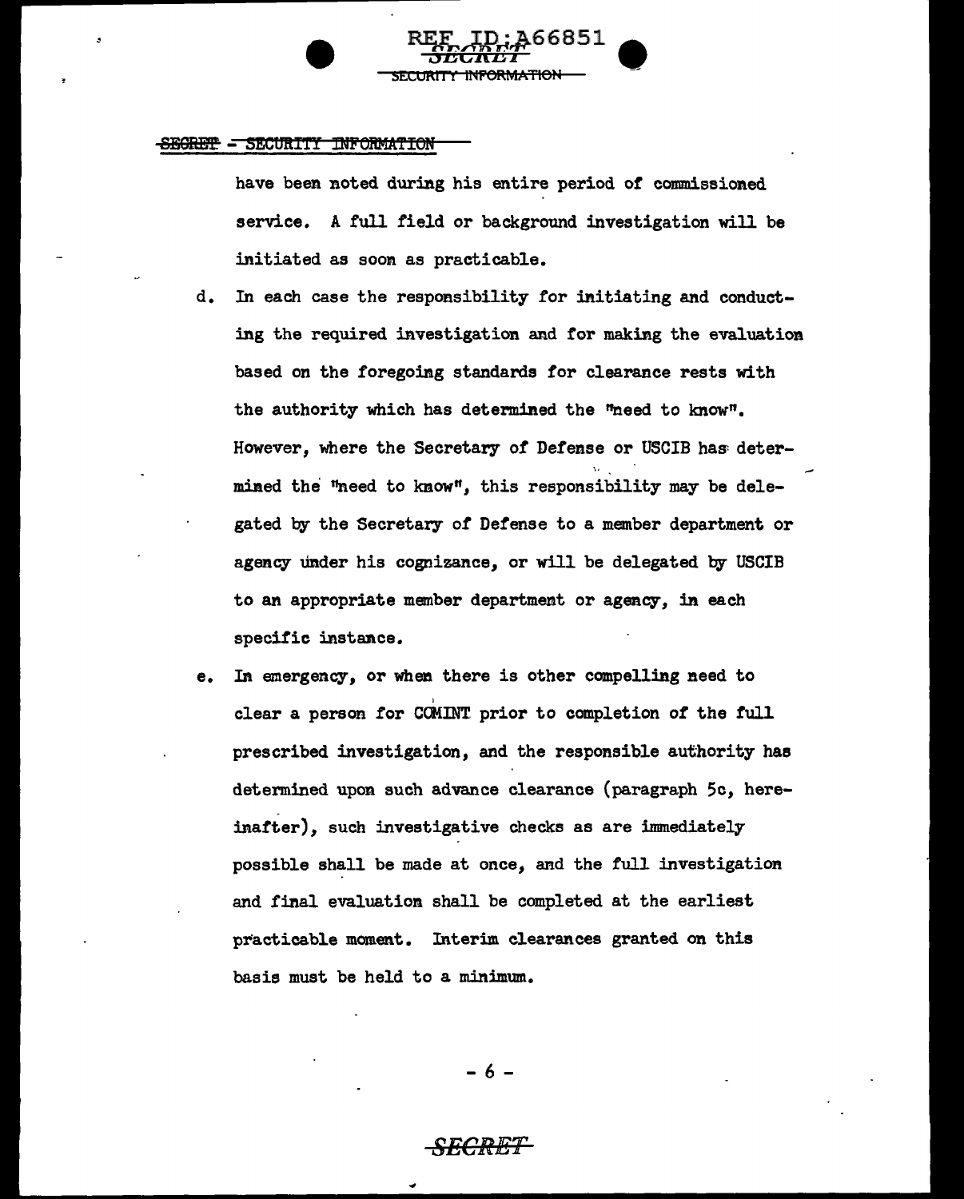have been noted during his entire period of commissioned service. A full field or background investigation will be initiated as soon as practicable.

d. In each case the responsibility for initiating and conducting the required investigation and for making the evaluation based on the foregoing standards for clearance rests with the authority which has determined the "need to know". However, where the Secretary of Defense or USCIB has determined the "need to know", this responsibility may be delegated by the Secretary of Defense to a member department or agency under his cognizance, or will be delegated by USCIB to an appropriate member department or agency, in each specific instance.

e. In emergency, or when there is other compelling need to clear a person for COMINT prior to completion of the full prescribed investigation, and the responsible authority has determined upon such advance clearance (paragraph 5c, hereinafter), such investigative checks as are immediately possible shall be made at once, and the full investigation and final evaluation shall be completed at the earliest practicable moment. Interim clearances granted on this basis must be held to a minimum.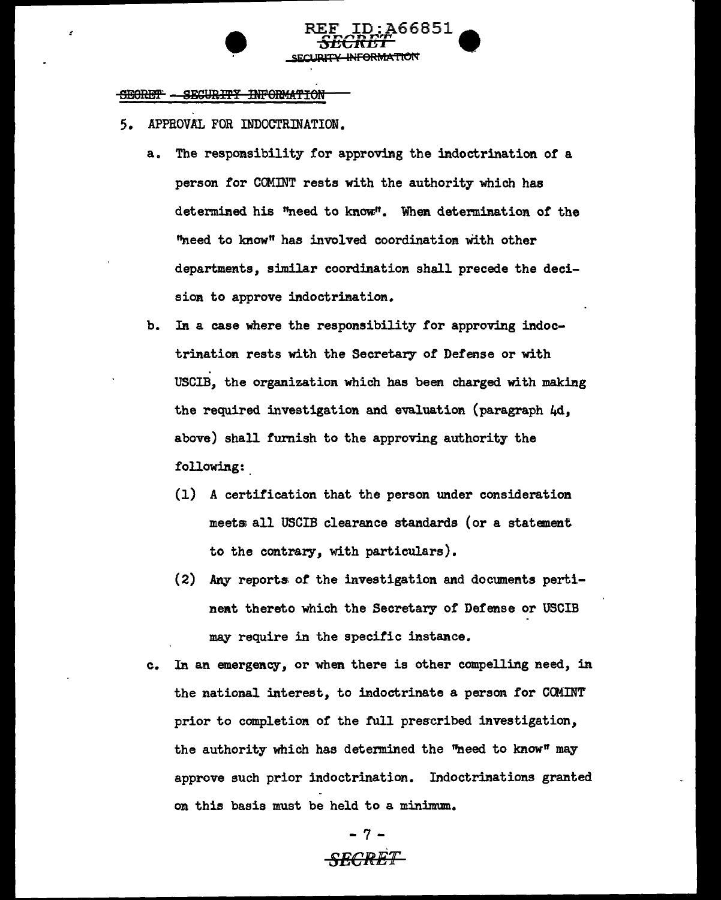~~SECRET - SECURITY INFORMATION~~

5. APPROVAL FOR INDOCTRINATION.

   a. The responsibility for approving the indoctrination of a person for COMINT rests with the authority which has determined his "need to know". When determination of the "need to know" has involved coordination with other departments, similar coordination shall precede the decision to approve indoctrination.

   b. In a case where the responsibility for approving indoctrination rests with the Secretary of Defense or with USCIB, the organization which has been charged with making the required investigation and evaluation (paragraph 4d, above) shall furnish to the approving authority the following:

      (1) A certification that the person under consideration meets all USCIB clearance standards (or a statement to the contrary, with particulars).

      (2) Any reports of the investigation and documents pertinent thereto which the Secretary of Defense or USCIB may require in the specific instance.

   c. In an emergency, or when there is other compelling need, in the national interest, to indoctrinate a person for COMINT prior to completion of the full prescribed investigation, the authority which has determined the "need to know" may approve such prior indoctrination. Indoctrinations granted on this basis must be held to a minimum.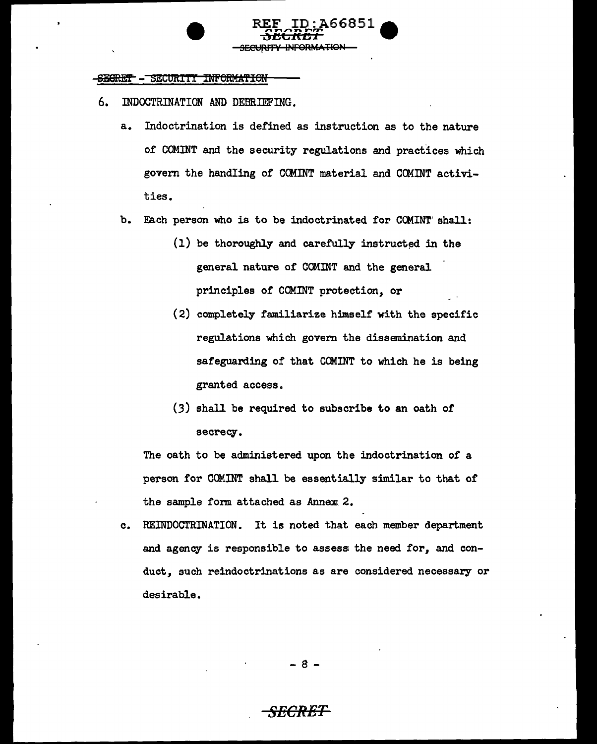6. INDOCTRINATION AND DEBRIEFING.

   a. Indoctrination is defined as instruction as to the nature of COMINT and the security regulations and practices which govern the handling of COMINT material and COMINT activities.

   b. Each person who is to be indoctrinated for COMINT shall:

      (1) be thoroughly and carefully instructed in the general nature of COMINT and the general principles of COMINT protection, or

      (2) completely familiarize himself with the specific regulations which govern the dissemination and safeguarding of that COMINT to which he is being granted access.

      (3) shall be required to subscribe to an oath of secrecy.

   The oath to be administered upon the indoctrination of a person for COMINT shall be essentially similar to that of the sample form attached as Annex 2.

   c. REINDOCTRINATION. It is noted that each member department and agency is responsible to assess the need for, and conduct, such reindoctrinations as are considered necessary or desirable.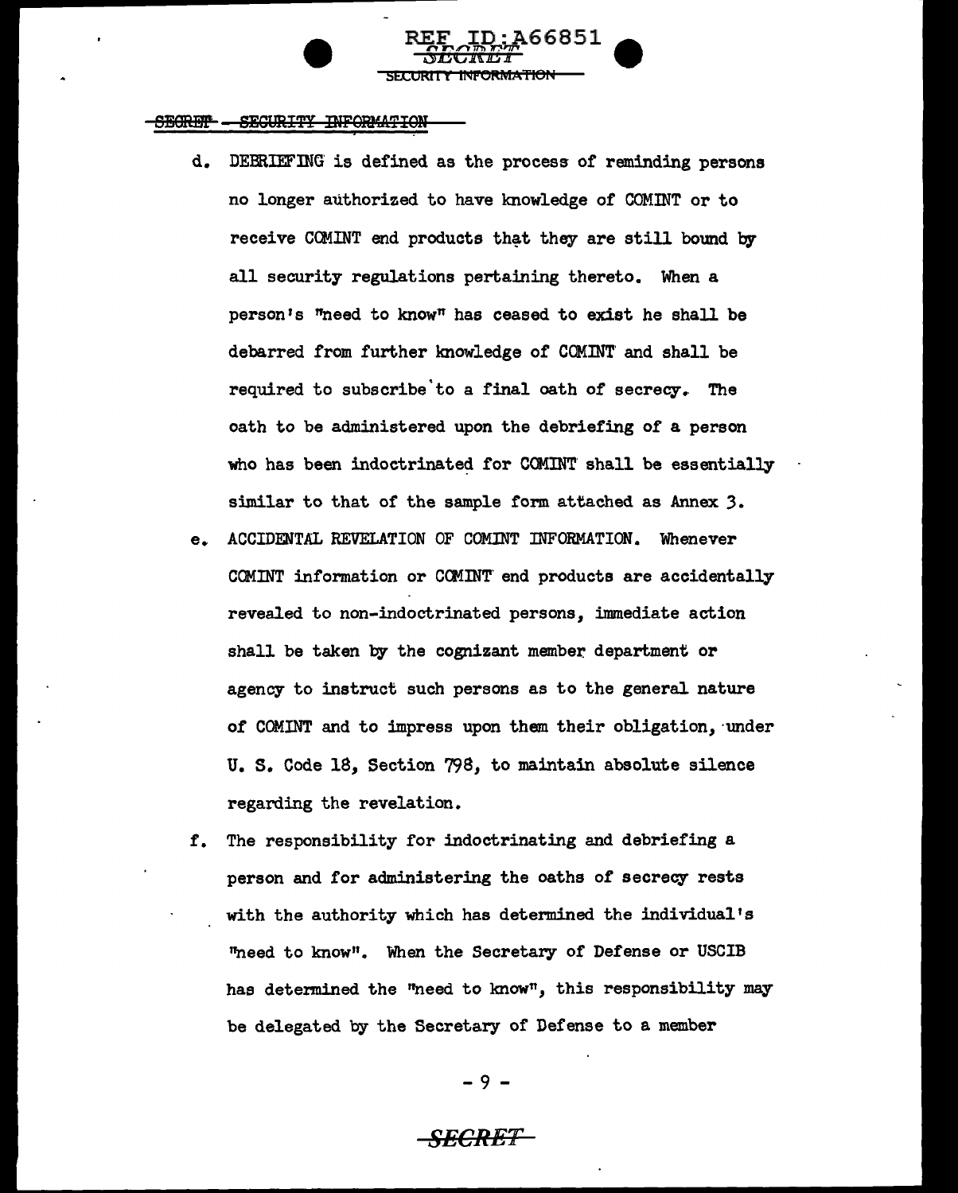d. DEBRIEFING is defined as the process of reminding persons no longer authorized to have knowledge of COMINT or to receive COMINT end products that they are still bound by all security regulations pertaining thereto. When a person's "need to know" has ceased to exist he shall be debarred from further knowledge of COMINT and shall be required to subscribe to a final oath of secrecy. The oath to be administered upon the debriefing of a person who has been indoctrinated for COMINT shall be essentially similar to that of the sample form attached as Annex 3.

e. ACCIDENTAL REVELATION OF COMINT INFORMATION. Whenever COMINT information or COMINT end products are accidentally revealed to non-indoctrinated persons, immediate action shall be taken by the cognizant member department or agency to instruct such persons as to the general nature of COMINT and to impress upon them their obligation, under U. S. Code 18, Section 798, to maintain absolute silence regarding the revelation.

f. The responsibility for indoctrinating and debriefing a person and for administering the oaths of secrecy rests with the authority which has determined the individual's "need to know". When the Secretary of Defense or USCIB has determined the "need to know", this responsibility may be delegated by the Secretary of Defense to a member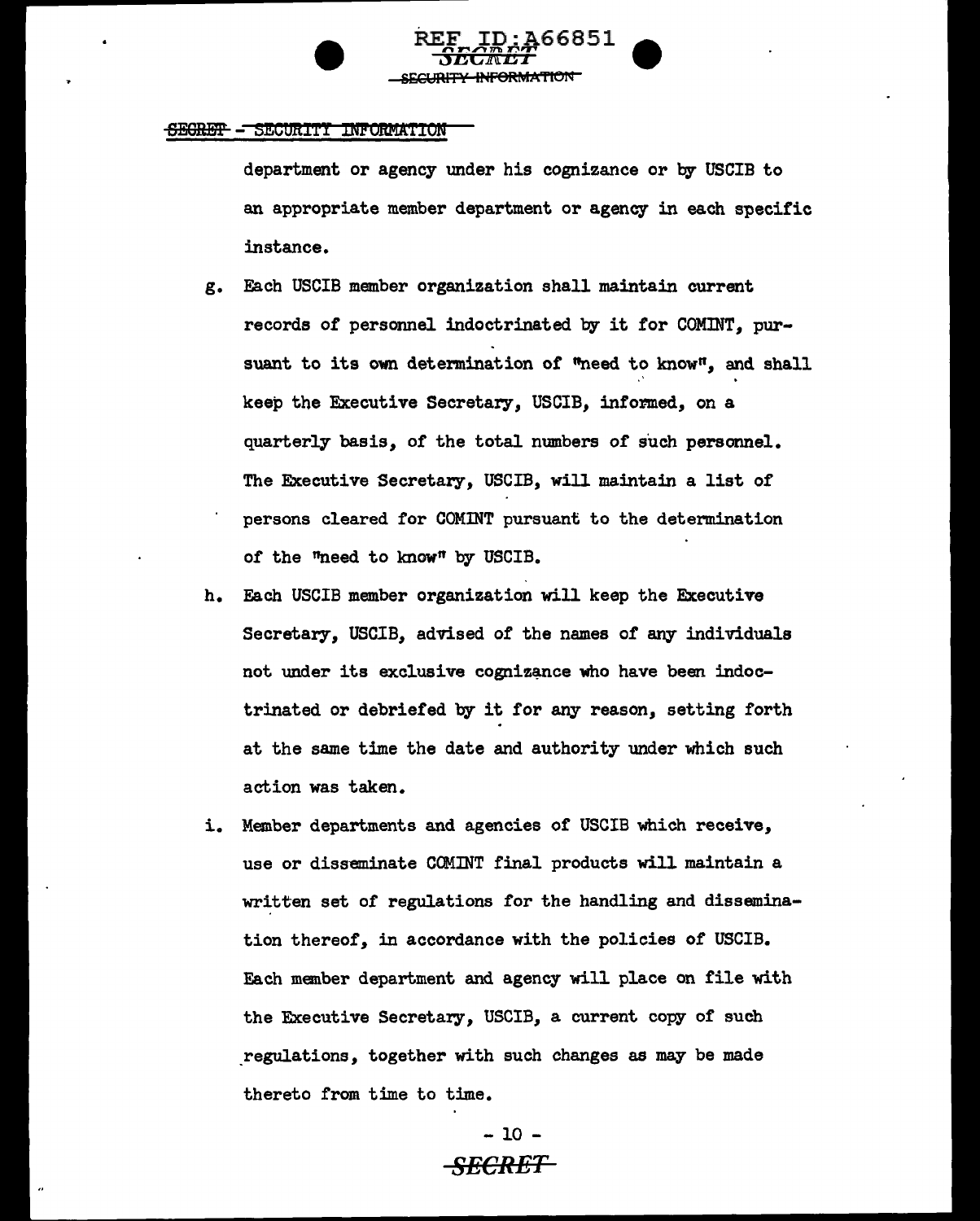department or agency under his cognizance or by USCIB to an appropriate member department or agency in each specific instance.

g. Each USCIB member organization shall maintain current records of personnel indoctrinated by it for COMINT, pursuant to its own determination of "need to know", and shall keep the Executive Secretary, USCIB, informed, on a quarterly basis, of the total numbers of such personnel. The Executive Secretary, USCIB, will maintain a list of persons cleared for COMINT pursuant to the determination of the "need to know" by USCIB.

h. Each USCIB member organization will keep the Executive Secretary, USCIB, advised of the names of any individuals not under its exclusive cognizance who have been indoctrinated or debriefed by it for any reason, setting forth at the same time the date and authority under which such action was taken.

i. Member departments and agencies of USCIB which receive, use or disseminate COMINT final products will maintain a written set of regulations for the handling and dissemination thereof, in accordance with the policies of USCIB. Each member department and agency will place on file with the Executive Secretary, USCIB, a current copy of such regulations, together with such changes as may be made thereto from time to time.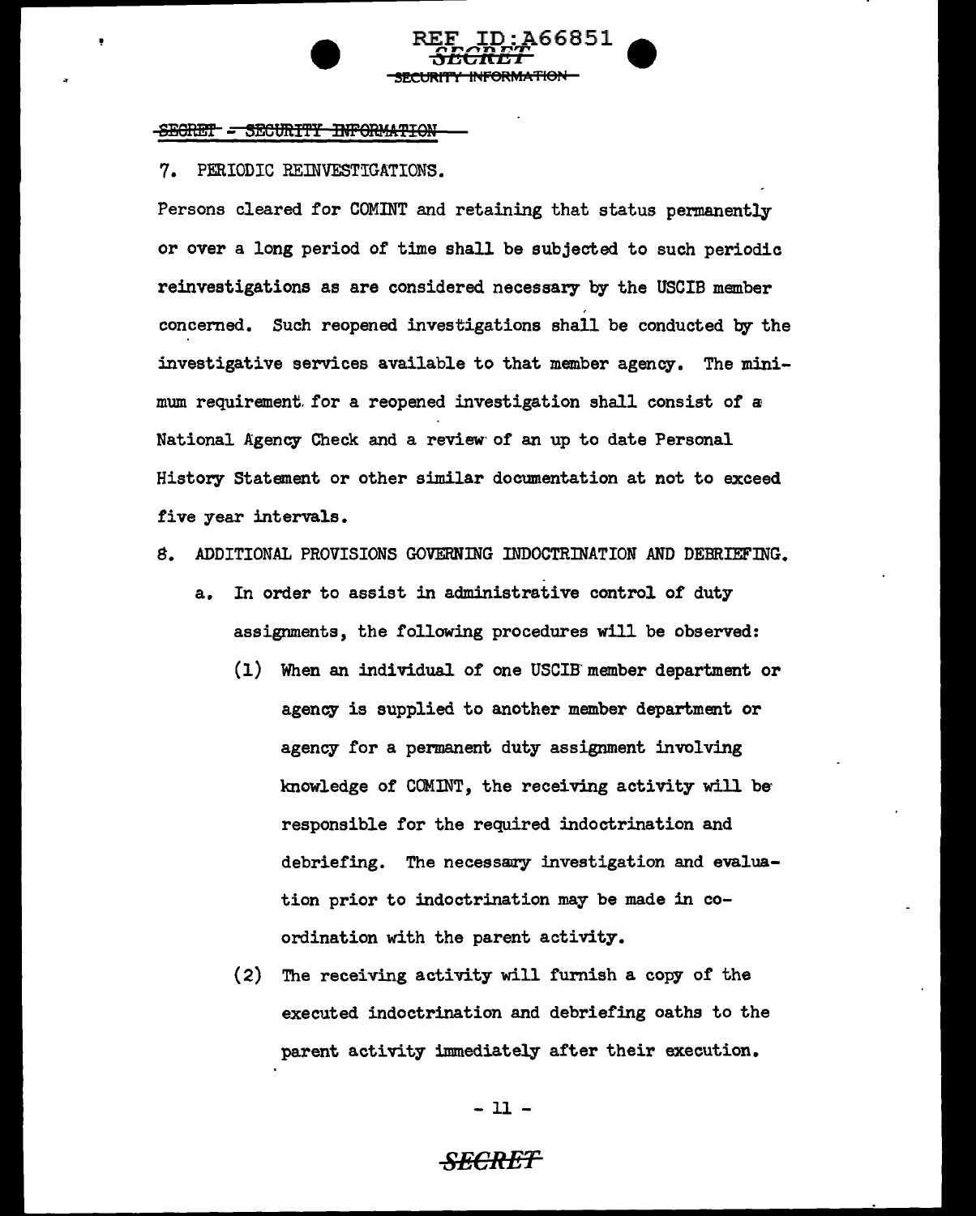SECRET - SECURITY INFORMATION

7. PERIODIC REINVESTIGATIONS.

Persons cleared for COMINT and retaining that status permanently or over a long period of time shall be subjected to such periodic reinvestigations as are considered necessary by the USCIB member concerned. Such reopened investigations shall be conducted by the investigative services available to that member agency. The minimum requirement for a reopened investigation shall consist of a National Agency Check and a review of an up to date Personal History Statement or other similar documentation at not to exceed five year intervals.

8. ADDITIONAL PROVISIONS GOVERNING INDOCTRINATION AND DEBRIEFING.

   a. In order to assist in administrative control of duty assignments, the following procedures will be observed:

      (1) When an individual of one USCIB member department or agency is supplied to another member department or agency for a permanent duty assignment involving knowledge of COMINT, the receiving activity will be responsible for the required indoctrination and debriefing. The necessary investigation and evaluation prior to indoctrination may be made in coordination with the parent activity.

      (2) The receiving activity will furnish a copy of the executed indoctrination and debriefing oaths to the parent activity immediately after their execution.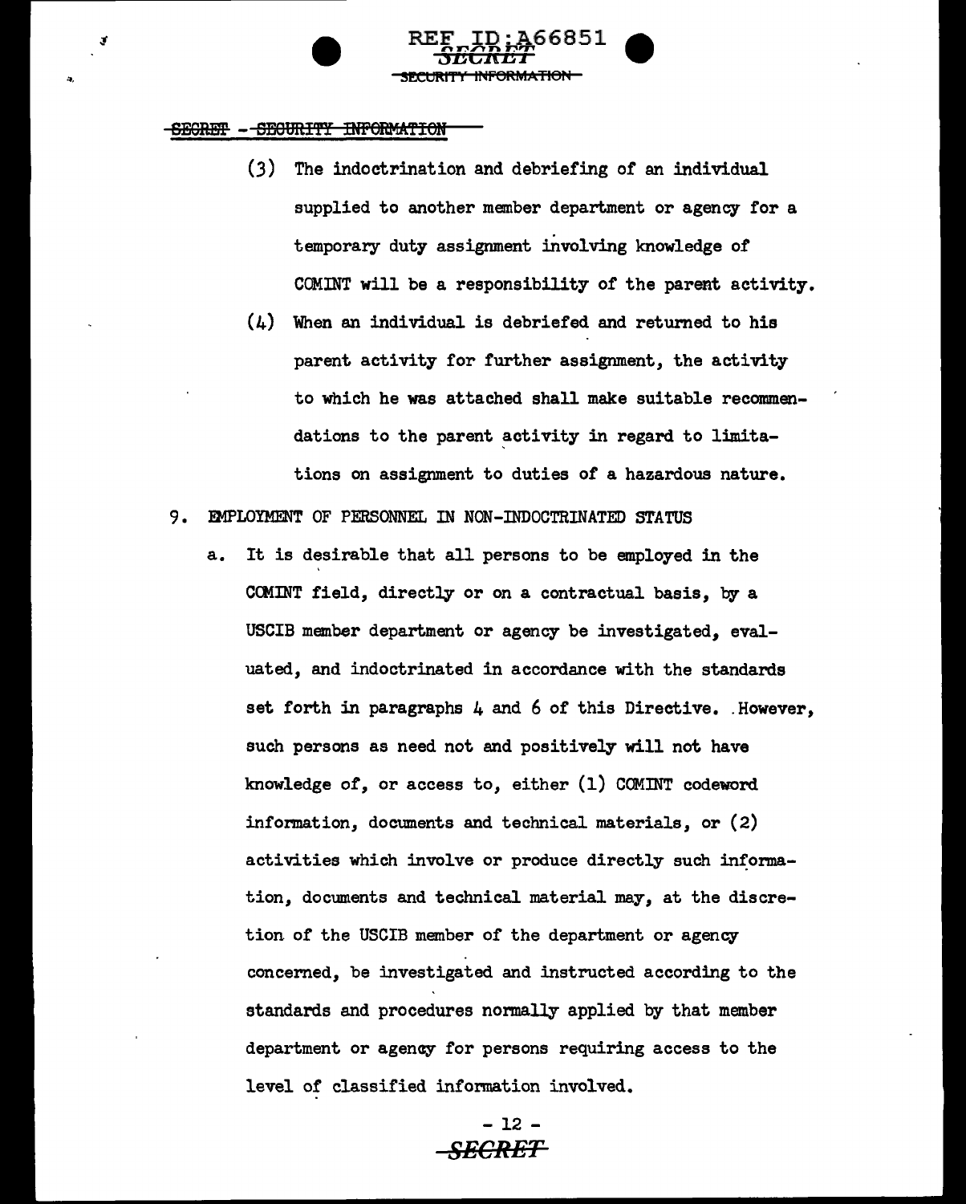(3) The indoctrination and debriefing of an individual supplied to another member department or agency for a temporary duty assignment involving knowledge of COMINT will be a responsibility of the parent activity.

(4) When an individual is debriefed and returned to his parent activity for further assignment, the activity to which he was attached shall make suitable recommendations to the parent activity in regard to limitations on assignment to duties of a hazardous nature.

9. EMPLOYMENT OF PERSONNEL IN NON-INDOCTRINATED STATUS

a. It is desirable that all persons to be employed in the COMINT field, directly or on a contractual basis, by a USCIB member department or agency be investigated, evaluated, and indoctrinated in accordance with the standards set forth in paragraphs 4 and 6 of this Directive. However, such persons as need not and positively will not have knowledge of, or access to, either (1) COMINT codeword information, documents and technical materials, or (2) activities which involve or produce directly such information, documents and technical material may, at the discretion of the USCIB member of the department or agency concerned, be investigated and instructed according to the standards and procedures normally applied by that member department or agency for persons requiring access to the level of classified information involved.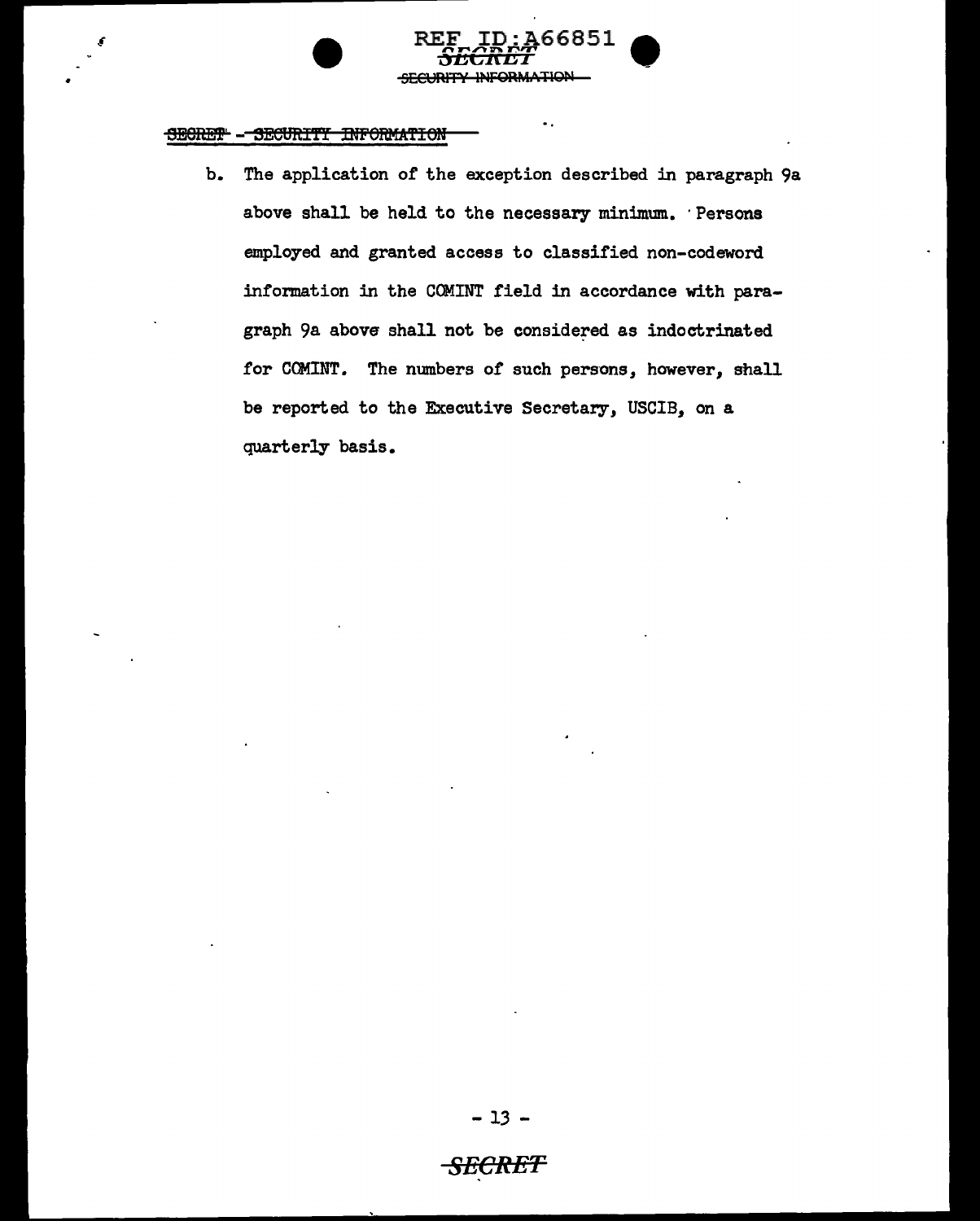b. The application of the exception described in paragraph 9a above shall be held to the necessary minimum. Persons employed and granted access to classified non-codeword information in the COMINT field in accordance with paragraph 9a above shall not be considered as indoctrinated for COMINT. The numbers of such persons, however, shall be reported to the Executive Secretary, USCIB, on a quarterly basis.